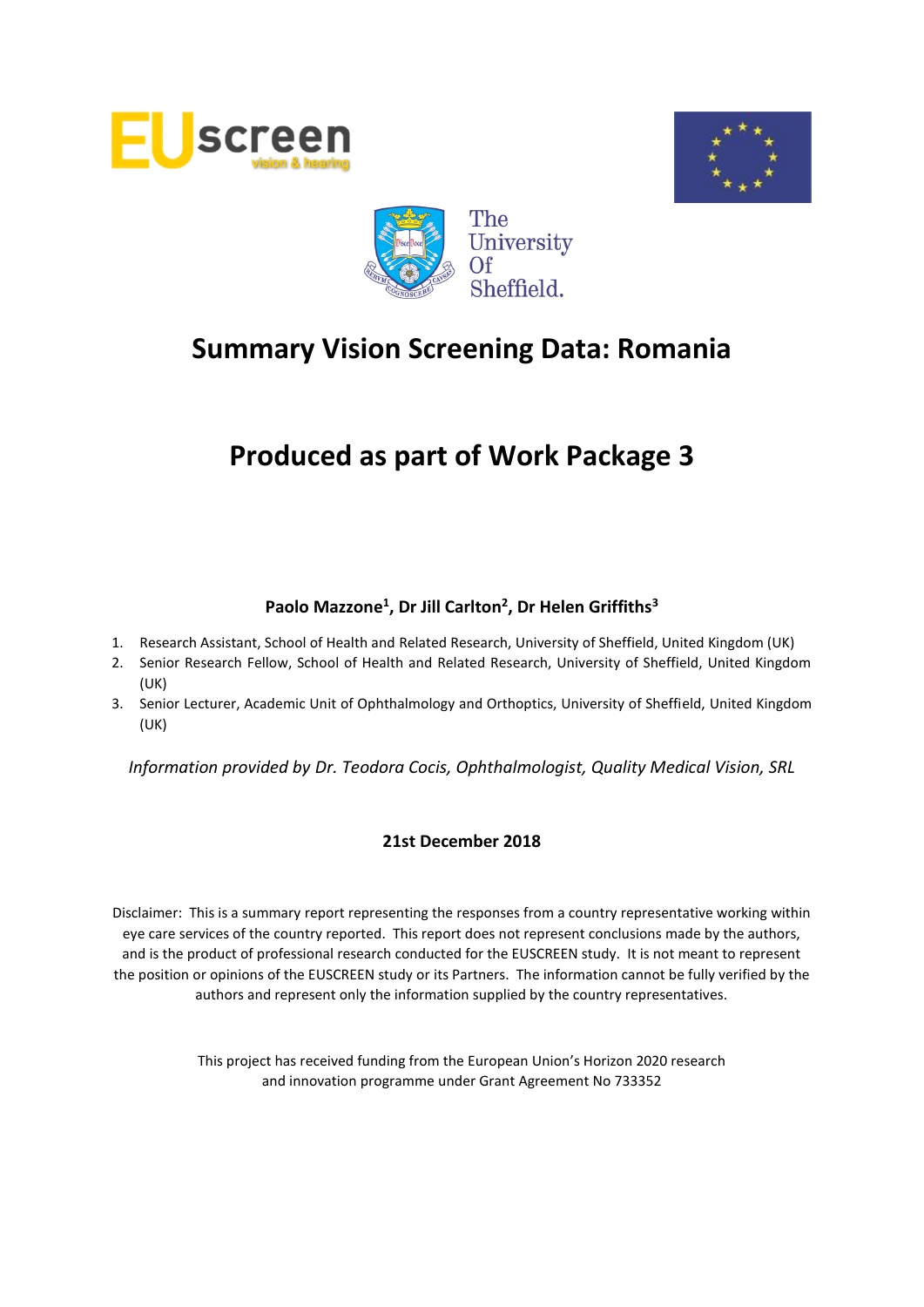# Summary Vision Screening Data: Romania

# Produced as part of Work Package 3

**Paolo Mazzone[1], Dr Jill Carlton[2], Dr Helen Griffiths[3]**

1. Research Assistant, School of Health and Related Research, University of Sheffield, United Kingdom (UK)
2. Senior Research Fellow, School of Health and Related Research, University of Sheffield, United Kingdom (UK)
3. Senior Lecturer, Academic Unit of Ophthalmology and Orthoptics, University of Sheffield, United Kingdom (UK)

*Information provided by Dr. Teodora Cocis, Ophthalmologist, Quality Medical Vision, SRL*

**21st December 2018**

Disclaimer: This is a summary report representing the responses from a country representative working within eye care services of the country reported. This report does not represent conclusions made by the authors, and is the product of professional research conducted for the EUSCREEN study. It is not meant to represent the position or opinions of the EUSCREEN study or its Partners. The information cannot be fully verified by the authors and represent only the information supplied by the country representatives.

This project has received funding from the European Union's Horizon 2020 research and innovation programme under Grant Agreement No 733352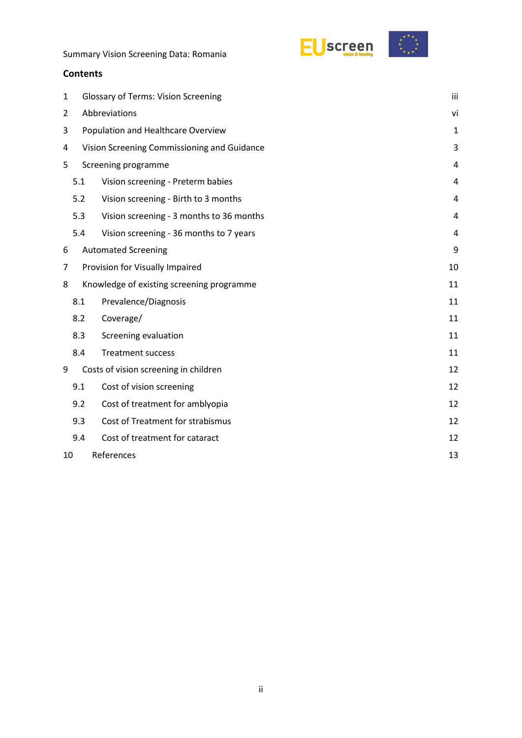## Contents

| | | |
|---|---|---|
| 1 | Glossary of Terms: Vision Screening | iii |
| 2 | Abbreviations | vi |
| 3 | Population and Healthcare Overview | 1 |
| 4 | Vision Screening Commissioning and Guidance | 3 |
| 5 | Screening programme | 4 |
| 5.1 | Vision screening - Preterm babies | 4 |
| 5.2 | Vision screening - Birth to 3 months | 4 |
| 5.3 | Vision screening - 3 months to 36 months | 4 |
| 5.4 | Vision screening - 36 months to 7 years | 4 |
| 6 | Automated Screening | 9 |
| 7 | Provision for Visually Impaired | 10 |
| 8 | Knowledge of existing screening programme | 11 |
| 8.1 | Prevalence/Diagnosis | 11 |
| 8.2 | Coverage/ | 11 |
| 8.3 | Screening evaluation | 11 |
| 8.4 | Treatment success | 11 |
| 9 | Costs of vision screening in children | 12 |
| 9.1 | Cost of vision screening | 12 |
| 9.2 | Cost of treatment for amblyopia | 12 |
| 9.3 | Cost of Treatment for strabismus | 12 |
| 9.4 | Cost of treatment for cataract | 12 |
| 10 | References | 13 |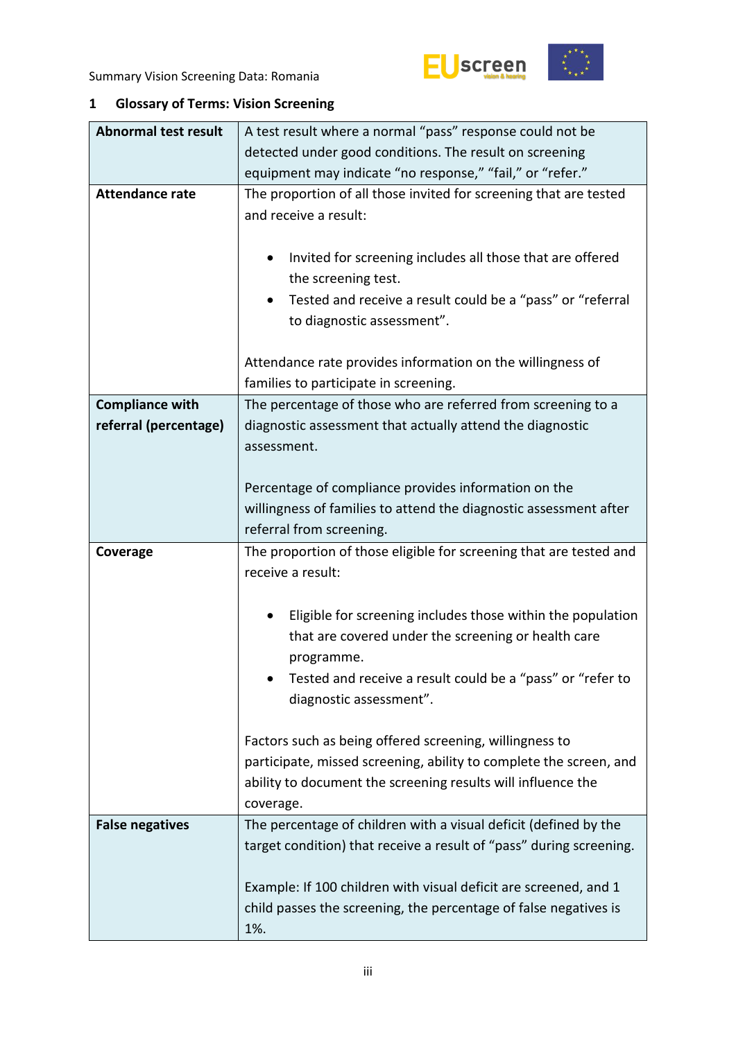## 1 Glossary of Terms: Vision Screening

| | |
|---|---|
| **Abnormal test result** | A test result where a normal "pass" response could not be detected under good conditions. The result on screening equipment may indicate "no response," "fail," or "refer." |
| **Attendance rate** | The proportion of all those invited for screening that are tested and receive a result:<br><br>• Invited for screening includes all those that are offered the screening test.<br>• Tested and receive a result could be a "pass" or "referral to diagnostic assessment".<br><br>Attendance rate provides information on the willingness of families to participate in screening. |
| **Compliance with referral (percentage)** | The percentage of those who are referred from screening to a diagnostic assessment that actually attend the diagnostic assessment.<br><br>Percentage of compliance provides information on the willingness of families to attend the diagnostic assessment after referral from screening. |
| **Coverage** | The proportion of those eligible for screening that are tested and receive a result:<br><br>• Eligible for screening includes those within the population that are covered under the screening or health care programme.<br>• Tested and receive a result could be a "pass" or "refer to diagnostic assessment".<br><br>Factors such as being offered screening, willingness to participate, missed screening, ability to complete the screen, and ability to document the screening results will influence the coverage. |
| **False negatives** | The percentage of children with a visual deficit (defined by the target condition) that receive a result of "pass" during screening.<br><br>Example: If 100 children with visual deficit are screened, and 1 child passes the screening, the percentage of false negatives is 1%. |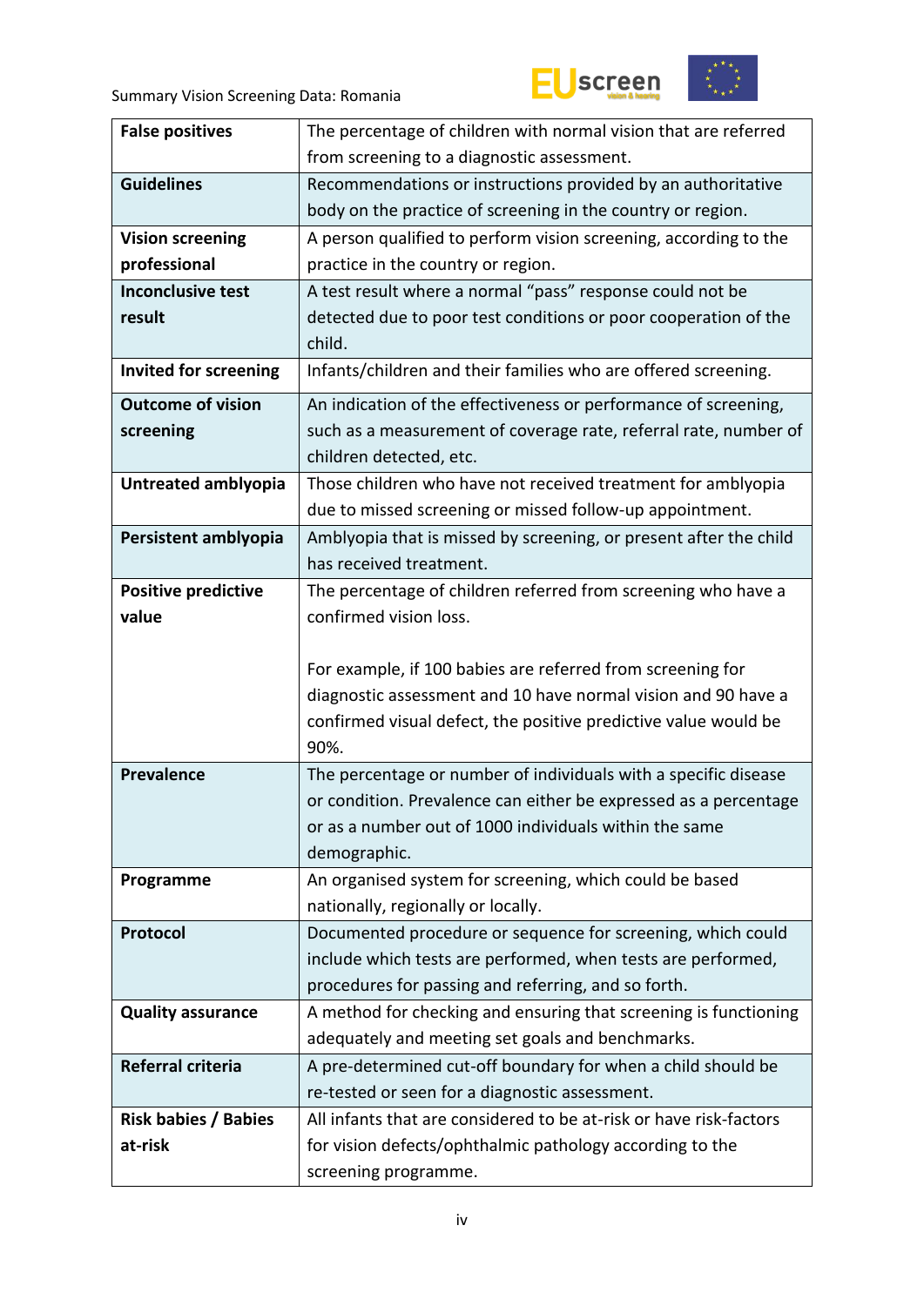| | |
|---|---|
| **False positives** | The percentage of children with normal vision that are referred from screening to a diagnostic assessment. |
| **Guidelines** | Recommendations or instructions provided by an authoritative body on the practice of screening in the country or region. |
| **Vision screening professional** | A person qualified to perform vision screening, according to the practice in the country or region. |
| **Inconclusive test result** | A test result where a normal "pass" response could not be detected due to poor test conditions or poor cooperation of the child. |
| **Invited for screening** | Infants/children and their families who are offered screening. |
| **Outcome of vision screening** | An indication of the effectiveness or performance of screening, such as a measurement of coverage rate, referral rate, number of children detected, etc. |
| **Untreated amblyopia** | Those children who have not received treatment for amblyopia due to missed screening or missed follow-up appointment. |
| **Persistent amblyopia** | Amblyopia that is missed by screening, or present after the child has received treatment. |
| **Positive predictive value** | The percentage of children referred from screening who have a confirmed vision loss.<br><br>For example, if 100 babies are referred from screening for diagnostic assessment and 10 have normal vision and 90 have a confirmed visual defect, the positive predictive value would be 90%. |
| **Prevalence** | The percentage or number of individuals with a specific disease or condition. Prevalence can either be expressed as a percentage or as a number out of 1000 individuals within the same demographic. |
| **Programme** | An organised system for screening, which could be based nationally, regionally or locally. |
| **Protocol** | Documented procedure or sequence for screening, which could include which tests are performed, when tests are performed, procedures for passing and referring, and so forth. |
| **Quality assurance** | A method for checking and ensuring that screening is functioning adequately and meeting set goals and benchmarks. |
| **Referral criteria** | A pre-determined cut-off boundary for when a child should be re-tested or seen for a diagnostic assessment. |
| **Risk babies / Babies at-risk** | All infants that are considered to be at-risk or have risk-factors for vision defects/ophthalmic pathology according to the screening programme. |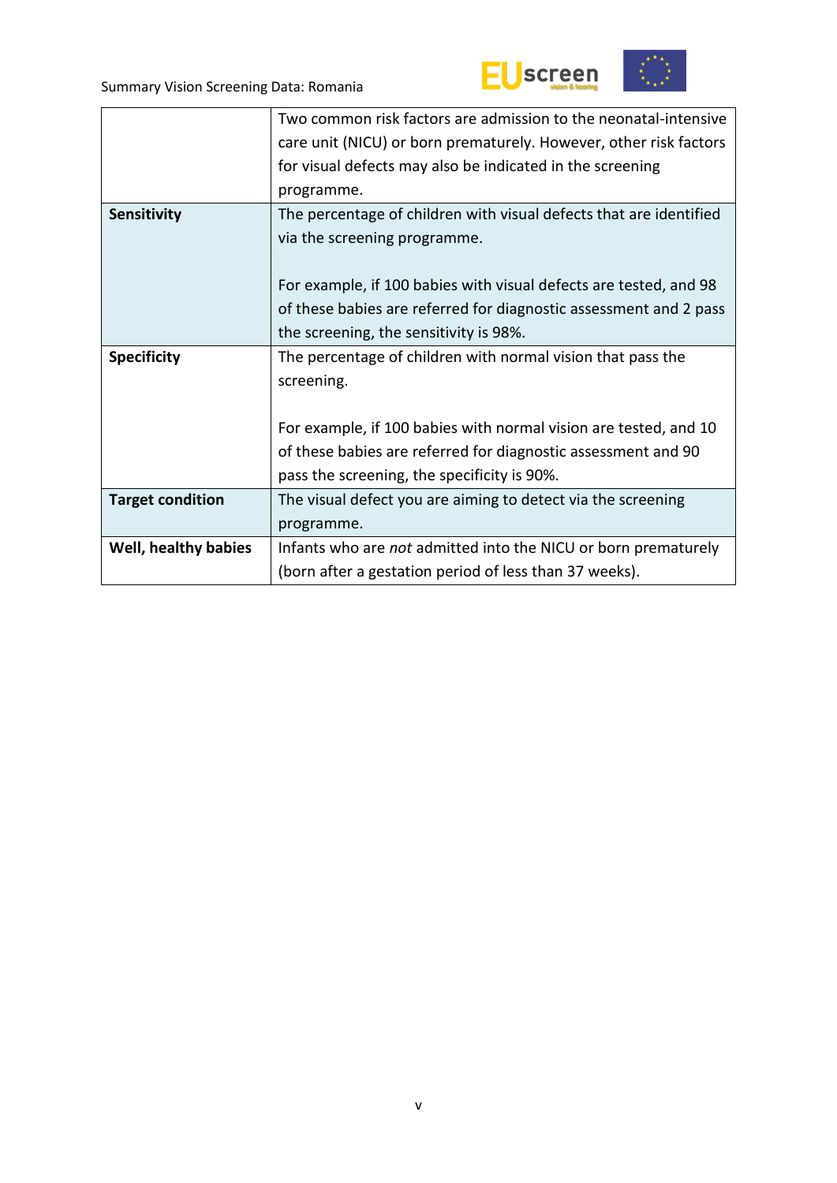| | |
|---|---|
| | Two common risk factors are admission to the neonatal-intensive care unit (NICU) or born prematurely. However, other risk factors for visual defects may also be indicated in the screening programme. |
| **Sensitivity** | The percentage of children with visual defects that are identified via the screening programme.<br><br>For example, if 100 babies with visual defects are tested, and 98 of these babies are referred for diagnostic assessment and 2 pass the screening, the sensitivity is 98%. |
| **Specificity** | The percentage of children with normal vision that pass the screening.<br><br>For example, if 100 babies with normal vision are tested, and 10 of these babies are referred for diagnostic assessment and 90 pass the screening, the specificity is 90%. |
| **Target condition** | The visual defect you are aiming to detect via the screening programme. |
| **Well, healthy babies** | Infants who are *not* admitted into the NICU or born prematurely (born after a gestation period of less than 37 weeks). |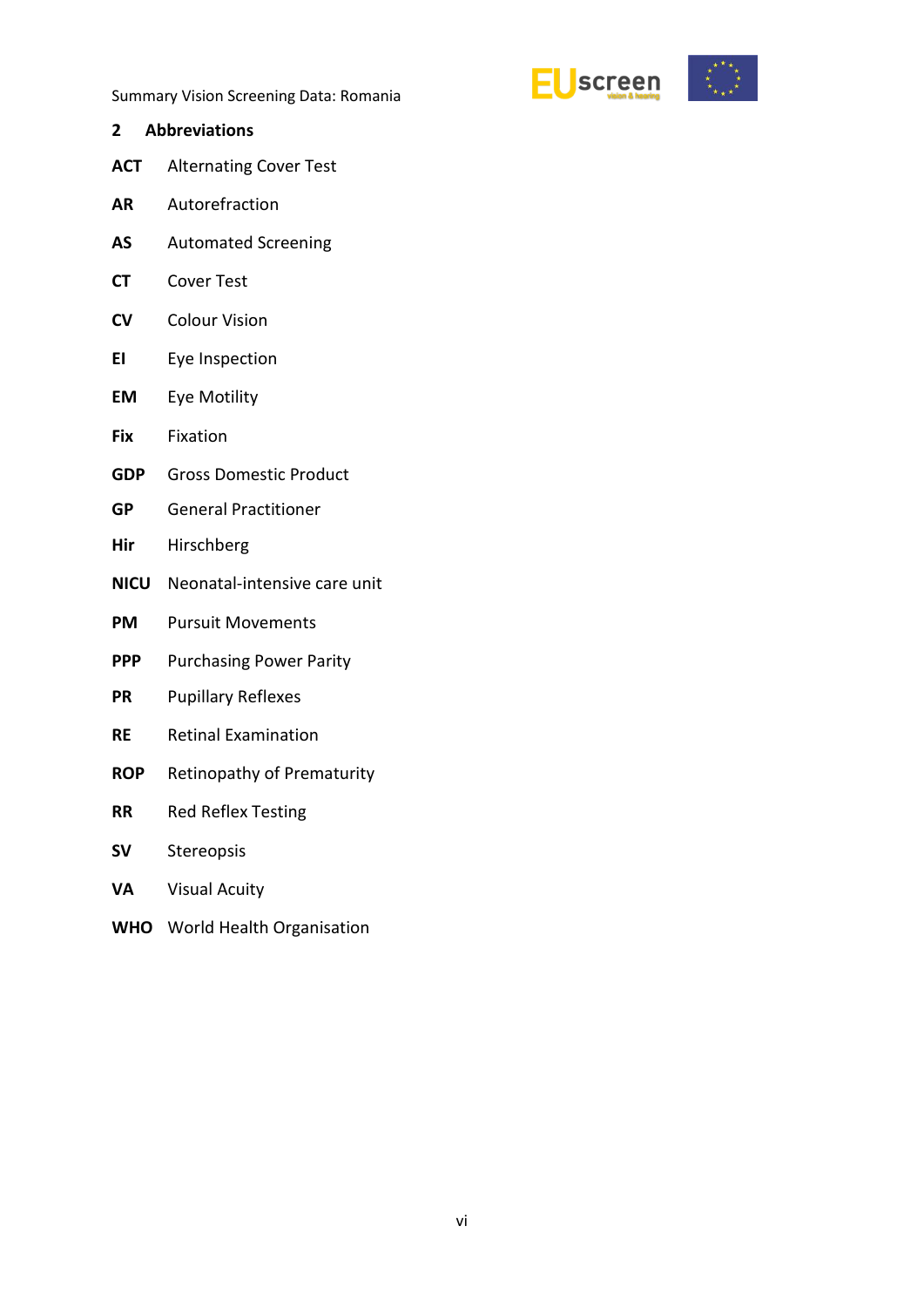## 2 Abbreviations

| | |
|---|---|
| **ACT** | Alternating Cover Test |
| **AR** | Autorefraction |
| **AS** | Automated Screening |
| **CT** | Cover Test |
| **CV** | Colour Vision |
| **EI** | Eye Inspection |
| **EM** | Eye Motility |
| **Fix** | Fixation |
| **GDP** | Gross Domestic Product |
| **GP** | General Practitioner |
| **Hir** | Hirschberg |
| **NICU** | Neonatal-intensive care unit |
| **PM** | Pursuit Movements |
| **PPP** | Purchasing Power Parity |
| **PR** | Pupillary Reflexes |
| **RE** | Retinal Examination |
| **ROP** | Retinopathy of Prematurity |
| **RR** | Red Reflex Testing |
| **SV** | Stereopsis |
| **VA** | Visual Acuity |
| **WHO** | World Health Organisation |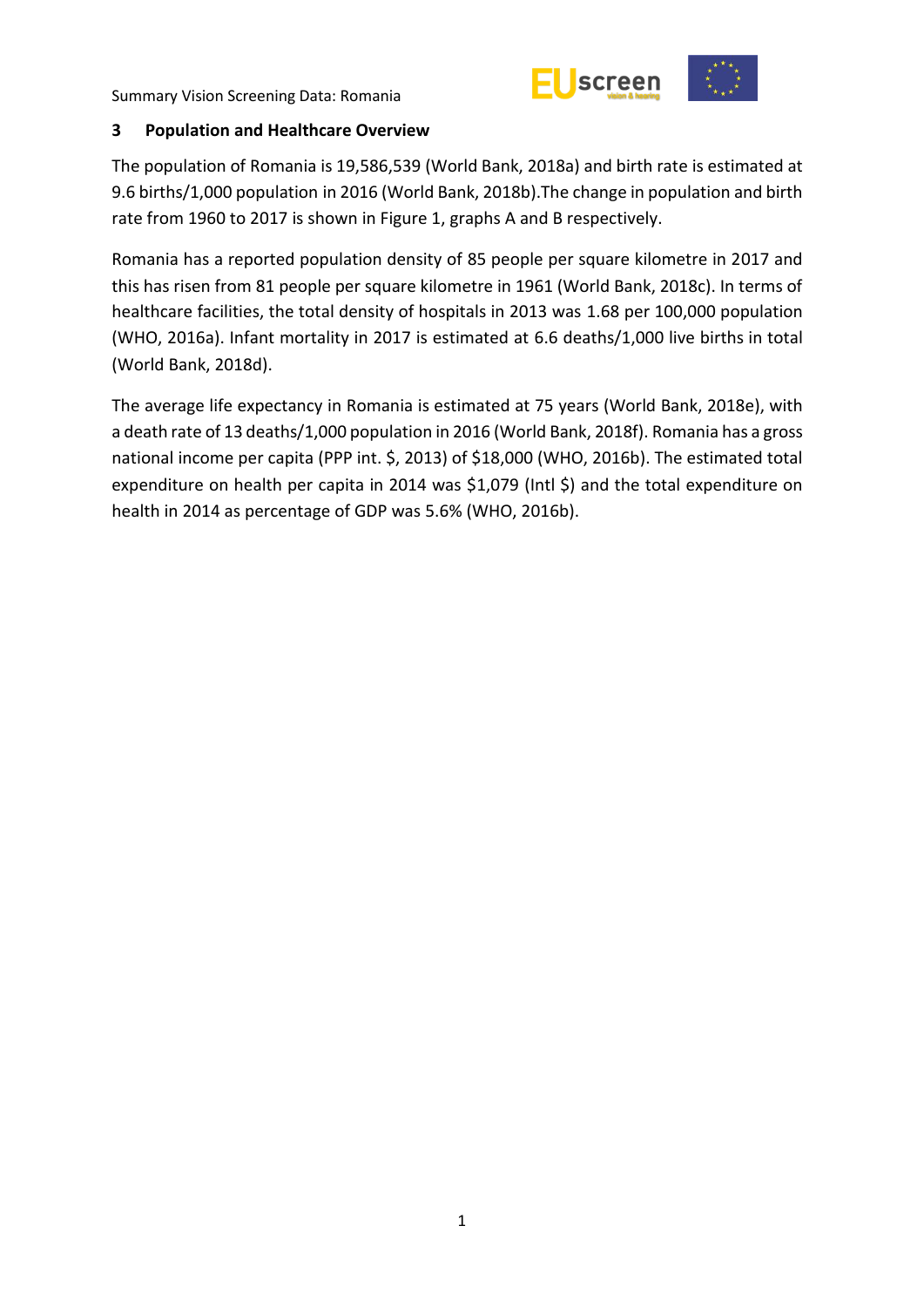## 3 Population and Healthcare Overview

The population of Romania is 19,586,539 (World Bank, 2018a) and birth rate is estimated at 9.6 births/1,000 population in 2016 (World Bank, 2018b).The change in population and birth rate from 1960 to 2017 is shown in Figure 1, graphs A and B respectively.

Romania has a reported population density of 85 people per square kilometre in 2017 and this has risen from 81 people per square kilometre in 1961 (World Bank, 2018c). In terms of healthcare facilities, the total density of hospitals in 2013 was 1.68 per 100,000 population (WHO, 2016a). Infant mortality in 2017 is estimated at 6.6 deaths/1,000 live births in total (World Bank, 2018d).

The average life expectancy in Romania is estimated at 75 years (World Bank, 2018e), with a death rate of 13 deaths/1,000 population in 2016 (World Bank, 2018f). Romania has a gross national income per capita (PPP int. $, 2013) of $18,000 (WHO, 2016b). The estimated total expenditure on health per capita in 2014 was $1,079 (Intl $) and the total expenditure on health in 2014 as percentage of GDP was 5.6% (WHO, 2016b).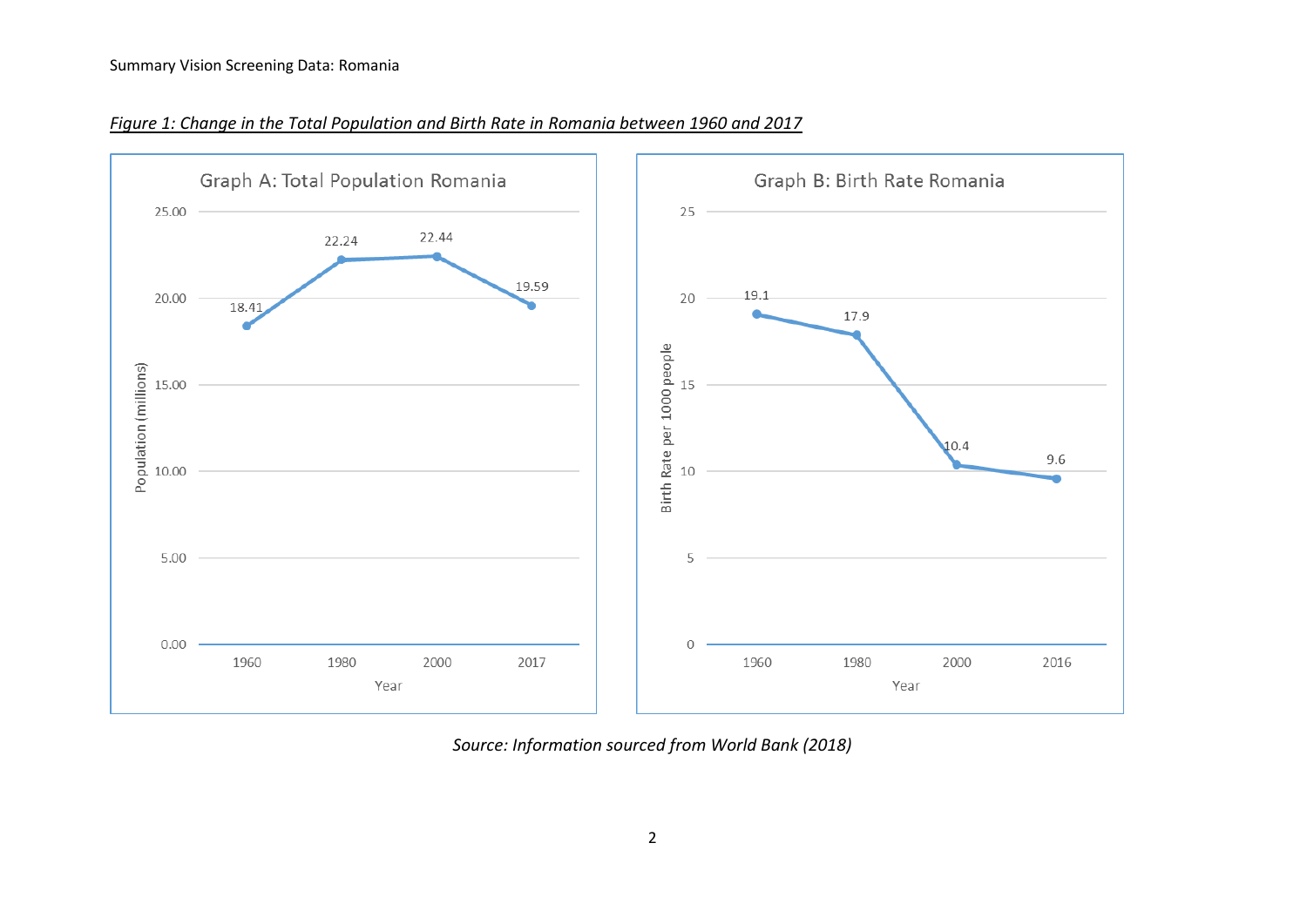*Figure 1: Change in the Total Population and Birth Rate in Romania between 1960 and 2017*

**Graph A: Total Population Romania**

| Year | Population (millions) |
| --- | --- |
| 1960 | 18.41 |
| 1980 | 22.24 |
| 2000 | 22.44 |
| 2017 | 19.59 |

**Graph B: Birth Rate Romania**

| Year | Birth Rate per 1000 people |
| --- | --- |
| 1960 | 19.1 |
| 1980 | 17.9 |
| 2000 | 10.4 |
| 2016 | 9.6 |

*Source: Information sourced from World Bank (2018)*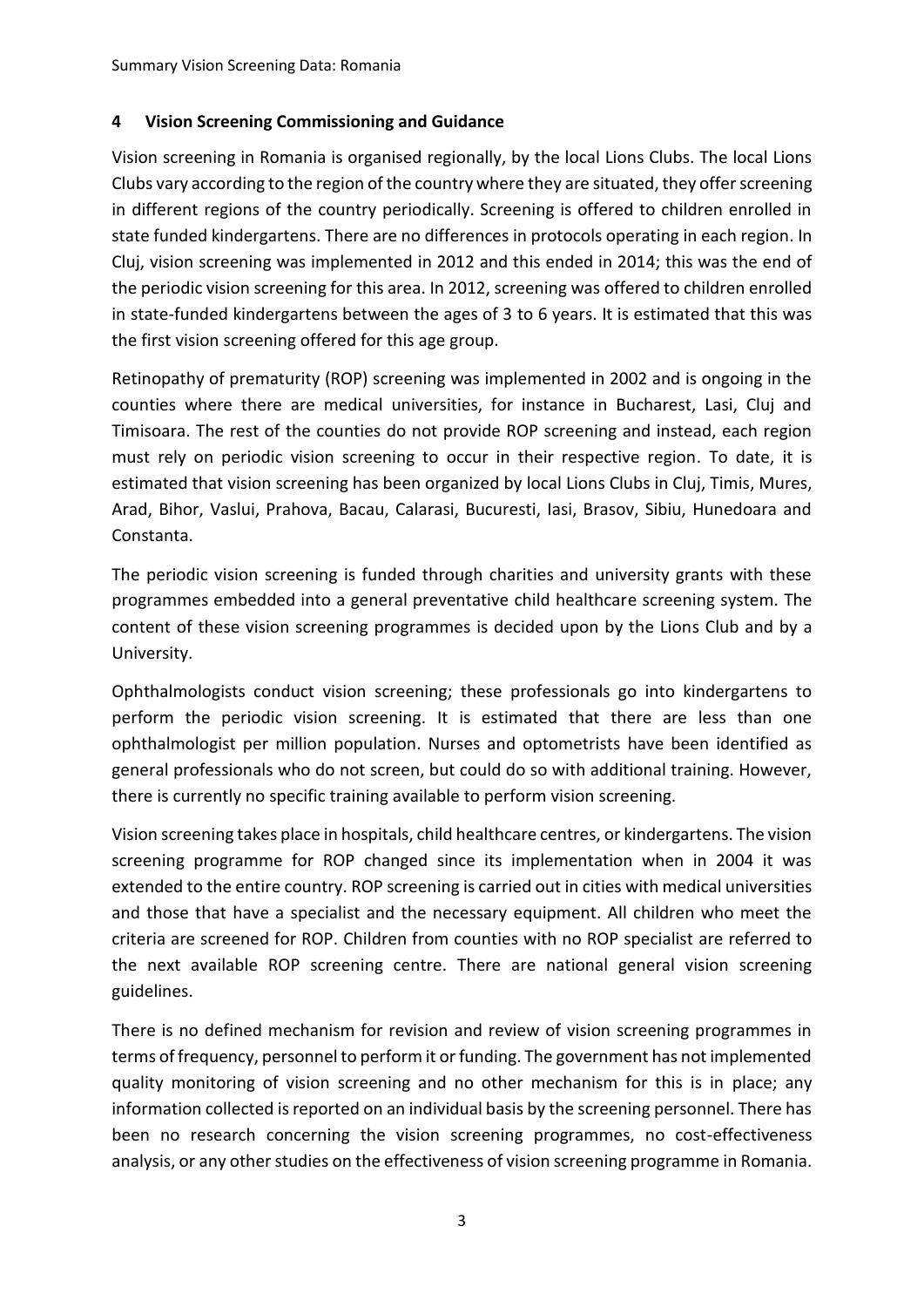## 4 Vision Screening Commissioning and Guidance

Vision screening in Romania is organised regionally, by the local Lions Clubs. The local Lions Clubs vary according to the region of the country where they are situated, they offer screening in different regions of the country periodically. Screening is offered to children enrolled in state funded kindergartens. There are no differences in protocols operating in each region. In Cluj, vision screening was implemented in 2012 and this ended in 2014; this was the end of the periodic vision screening for this area. In 2012, screening was offered to children enrolled in state-funded kindergartens between the ages of 3 to 6 years. It is estimated that this was the first vision screening offered for this age group.

Retinopathy of prematurity (ROP) screening was implemented in 2002 and is ongoing in the counties where there are medical universities, for instance in Bucharest, Lasi, Cluj and Timisoara. The rest of the counties do not provide ROP screening and instead, each region must rely on periodic vision screening to occur in their respective region. To date, it is estimated that vision screening has been organized by local Lions Clubs in Cluj, Timis, Mures, Arad, Bihor, Vaslui, Prahova, Bacau, Calarasi, Bucuresti, Iasi, Brasov, Sibiu, Hunedoara and Constanta.

The periodic vision screening is funded through charities and university grants with these programmes embedded into a general preventative child healthcare screening system. The content of these vision screening programmes is decided upon by the Lions Club and by a University.

Ophthalmologists conduct vision screening; these professionals go into kindergartens to perform the periodic vision screening. It is estimated that there are less than one ophthalmologist per million population. Nurses and optometrists have been identified as general professionals who do not screen, but could do so with additional training. However, there is currently no specific training available to perform vision screening.

Vision screening takes place in hospitals, child healthcare centres, or kindergartens. The vision screening programme for ROP changed since its implementation when in 2004 it was extended to the entire country. ROP screening is carried out in cities with medical universities and those that have a specialist and the necessary equipment. All children who meet the criteria are screened for ROP. Children from counties with no ROP specialist are referred to the next available ROP screening centre. There are national general vision screening guidelines.

There is no defined mechanism for revision and review of vision screening programmes in terms of frequency, personnel to perform it or funding. The government has not implemented quality monitoring of vision screening and no other mechanism for this is in place; any information collected is reported on an individual basis by the screening personnel. There has been no research concerning the vision screening programmes, no cost-effectiveness analysis, or any other studies on the effectiveness of vision screening programme in Romania.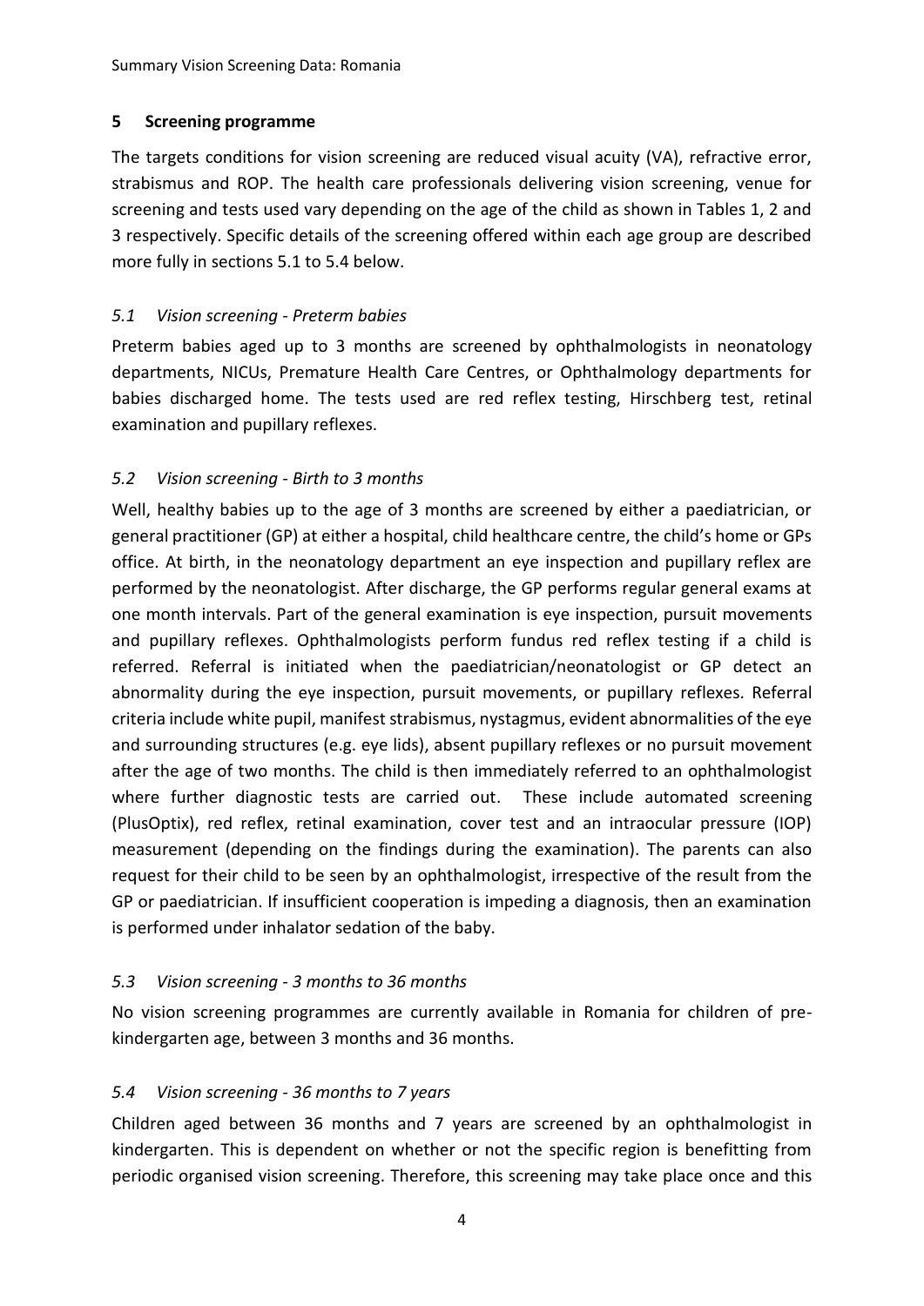## 5 Screening programme

The targets conditions for vision screening are reduced visual acuity (VA), refractive error, strabismus and ROP. The health care professionals delivering vision screening, venue for screening and tests used vary depending on the age of the child as shown in Tables 1, 2 and 3 respectively. Specific details of the screening offered within each age group are described more fully in sections 5.1 to 5.4 below.

### *5.1 Vision screening - Preterm babies*

Preterm babies aged up to 3 months are screened by ophthalmologists in neonatology departments, NICUs, Premature Health Care Centres, or Ophthalmology departments for babies discharged home. The tests used are red reflex testing, Hirschberg test, retinal examination and pupillary reflexes.

### *5.2 Vision screening - Birth to 3 months*

Well, healthy babies up to the age of 3 months are screened by either a paediatrician, or general practitioner (GP) at either a hospital, child healthcare centre, the child's home or GPs office. At birth, in the neonatology department an eye inspection and pupillary reflex are performed by the neonatologist. After discharge, the GP performs regular general exams at one month intervals. Part of the general examination is eye inspection, pursuit movements and pupillary reflexes. Ophthalmologists perform fundus red reflex testing if a child is referred. Referral is initiated when the paediatrician/neonatologist or GP detect an abnormality during the eye inspection, pursuit movements, or pupillary reflexes. Referral criteria include white pupil, manifest strabismus, nystagmus, evident abnormalities of the eye and surrounding structures (e.g. eye lids), absent pupillary reflexes or no pursuit movement after the age of two months. The child is then immediately referred to an ophthalmologist where further diagnostic tests are carried out. These include automated screening (PlusOptix), red reflex, retinal examination, cover test and an intraocular pressure (IOP) measurement (depending on the findings during the examination). The parents can also request for their child to be seen by an ophthalmologist, irrespective of the result from the GP or paediatrician. If insufficient cooperation is impeding a diagnosis, then an examination is performed under inhalator sedation of the baby.

### *5.3 Vision screening - 3 months to 36 months*

No vision screening programmes are currently available in Romania for children of pre-kindergarten age, between 3 months and 36 months.

### *5.4 Vision screening - 36 months to 7 years*

Children aged between 36 months and 7 years are screened by an ophthalmologist in kindergarten. This is dependent on whether or not the specific region is benefitting from periodic organised vision screening. Therefore, this screening may take place once and this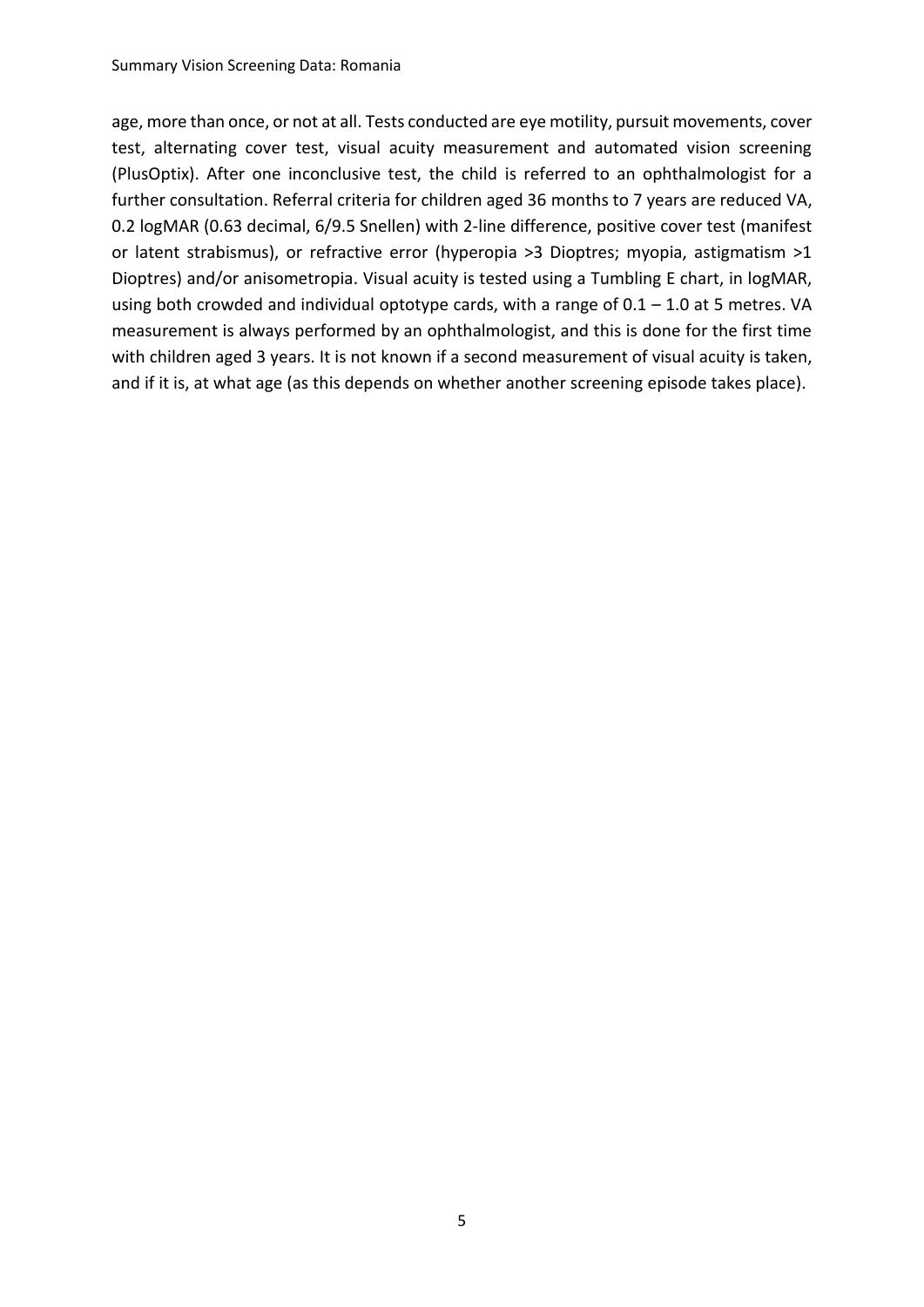age, more than once, or not at all. Tests conducted are eye motility, pursuit movements, cover test, alternating cover test, visual acuity measurement and automated vision screening (PlusOptix). After one inconclusive test, the child is referred to an ophthalmologist for a further consultation. Referral criteria for children aged 36 months to 7 years are reduced VA, 0.2 logMAR (0.63 decimal, 6/9.5 Snellen) with 2-line difference, positive cover test (manifest or latent strabismus), or refractive error (hyperopia >3 Dioptres; myopia, astigmatism >1 Dioptres) and/or anisometropia. Visual acuity is tested using a Tumbling E chart, in logMAR, using both crowded and individual optotype cards, with a range of 0.1 – 1.0 at 5 metres. VA measurement is always performed by an ophthalmologist, and this is done for the first time with children aged 3 years. It is not known if a second measurement of visual acuity is taken, and if it is, at what age (as this depends on whether another screening episode takes place).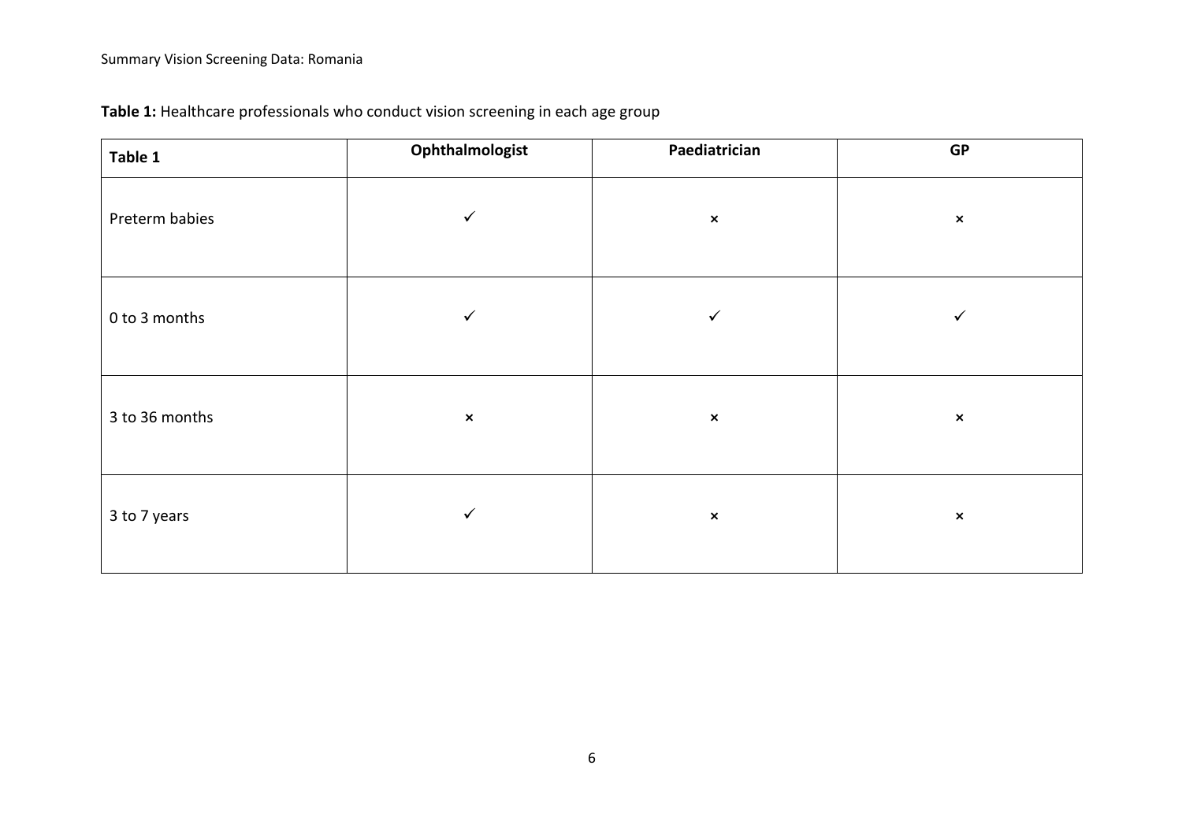**Table 1:** Healthcare professionals who conduct vision screening in each age group

| Table 1 | Ophthalmologist | Paediatrician | GP |
|---|---|---|---|
| Preterm babies | ✓ | × | × |
| 0 to 3 months | ✓ | ✓ | ✓ |
| 3 to 36 months | × | × | × |
| 3 to 7 years | ✓ | × | × |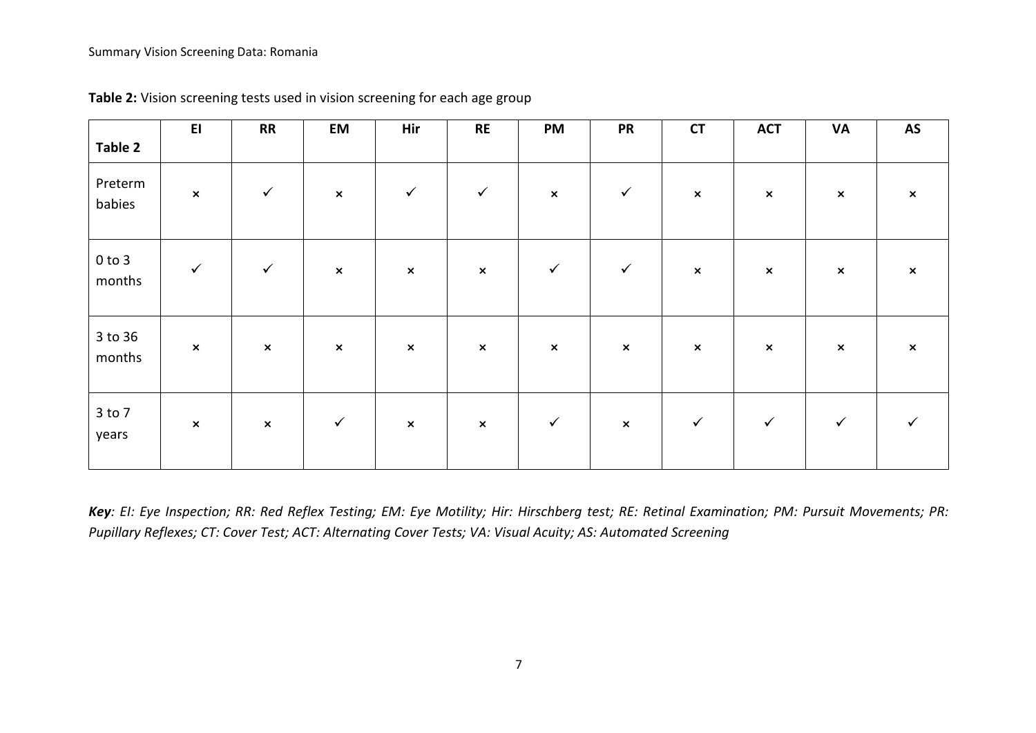**Table 2:** Vision screening tests used in vision screening for each age group

| Table 2 | EI | RR | EM | Hir | RE | PM | PR | CT | ACT | VA | AS |
|---|---|---|---|---|---|---|---|---|---|---|---|
| Preterm babies | × | ✓ | × | ✓ | ✓ | × | ✓ | × | × | × | × |
| 0 to 3 months | ✓ | ✓ | × | × | × | ✓ | ✓ | × | × | × | × |
| 3 to 36 months | × | × | × | × | × | × | × | × | × | × | × |
| 3 to 7 years | × | × | ✓ | × | × | ✓ | × | ✓ | ✓ | ✓ | ✓ |

***Key**: EI: Eye Inspection; RR: Red Reflex Testing; EM: Eye Motility; Hir: Hirschberg test; RE: Retinal Examination; PM: Pursuit Movements; PR: Pupillary Reflexes; CT: Cover Test; ACT: Alternating Cover Tests; VA: Visual Acuity; AS: Automated Screening*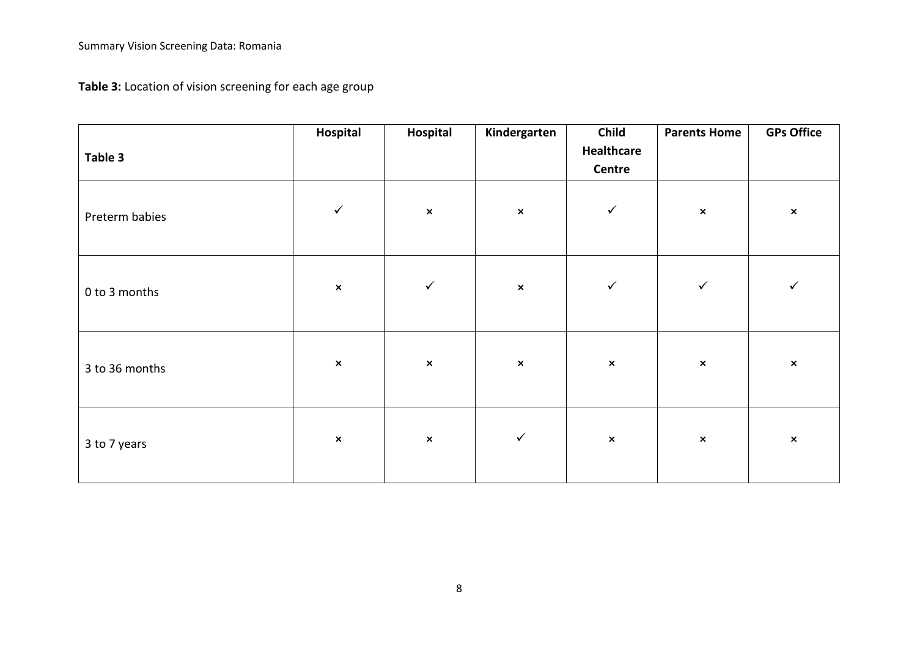**Table 3:** Location of vision screening for each age group

| Table 3 | Hospital | Hospital | Kindergarten | Child Healthcare Centre | Parents Home | GPs Office |
|---|---|---|---|---|---|---|
| Preterm babies | ✓ | × | × | ✓ | × | × |
| 0 to 3 months | × | ✓ | × | ✓ | ✓ | ✓ |
| 3 to 36 months | × | × | × | × | × | × |
| 3 to 7 years | × | × | ✓ | × | × | × |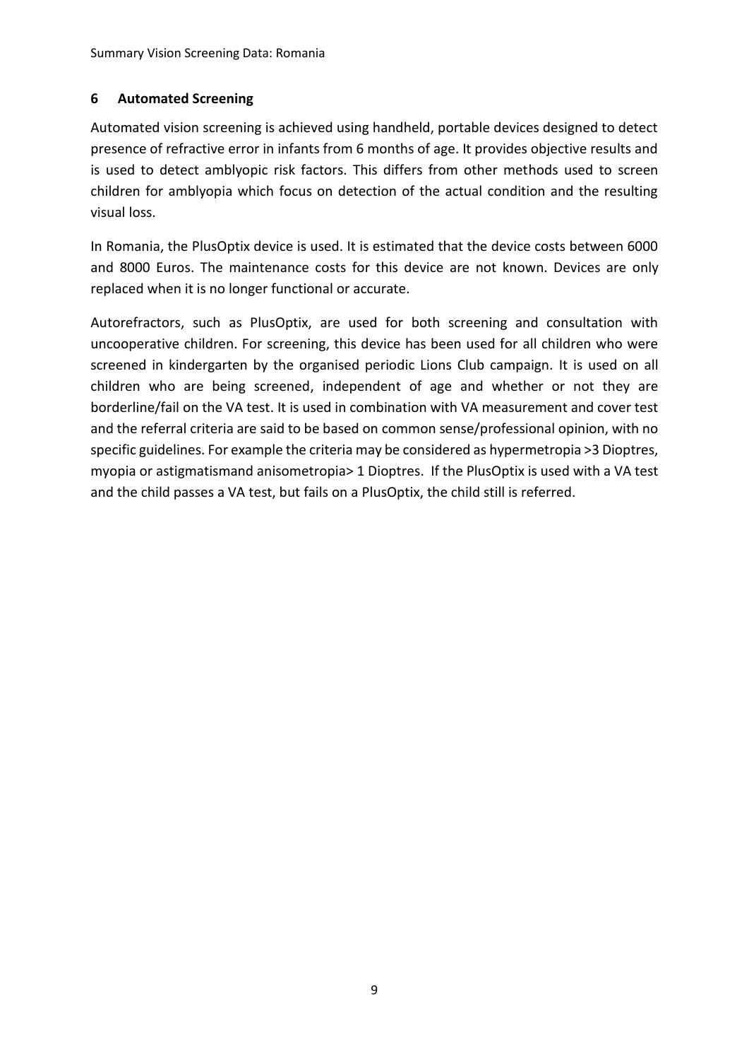## 6 Automated Screening

Automated vision screening is achieved using handheld, portable devices designed to detect presence of refractive error in infants from 6 months of age. It provides objective results and is used to detect amblyopic risk factors. This differs from other methods used to screen children for amblyopia which focus on detection of the actual condition and the resulting visual loss.

In Romania, the PlusOptix device is used. It is estimated that the device costs between 6000 and 8000 Euros. The maintenance costs for this device are not known. Devices are only replaced when it is no longer functional or accurate.

Autorefractors, such as PlusOptix, are used for both screening and consultation with uncooperative children. For screening, this device has been used for all children who were screened in kindergarten by the organised periodic Lions Club campaign. It is used on all children who are being screened, independent of age and whether or not they are borderline/fail on the VA test. It is used in combination with VA measurement and cover test and the referral criteria are said to be based on common sense/professional opinion, with no specific guidelines. For example the criteria may be considered as hypermetropia >3 Dioptres, myopia or astigmatismand anisometropia> 1 Dioptres. If the PlusOptix is used with a VA test and the child passes a VA test, but fails on a PlusOptix, the child still is referred.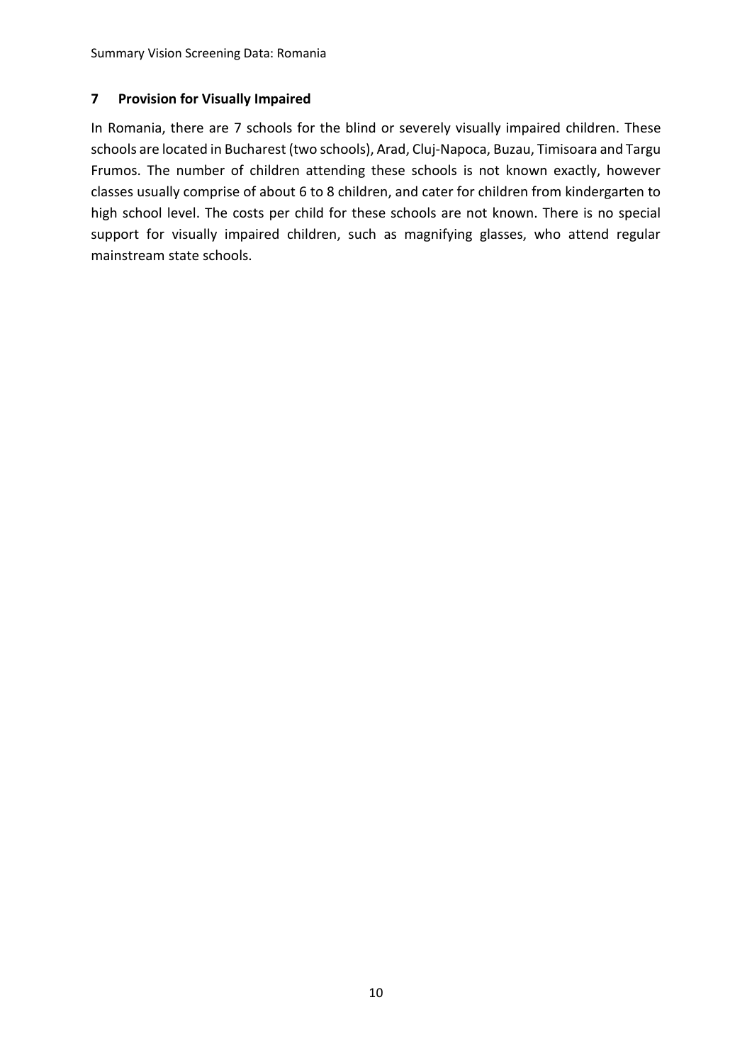## 7 Provision for Visually Impaired

In Romania, there are 7 schools for the blind or severely visually impaired children. These schools are located in Bucharest (two schools), Arad, Cluj-Napoca, Buzau, Timisoara and Targu Frumos. The number of children attending these schools is not known exactly, however classes usually comprise of about 6 to 8 children, and cater for children from kindergarten to high school level. The costs per child for these schools are not known. There is no special support for visually impaired children, such as magnifying glasses, who attend regular mainstream state schools.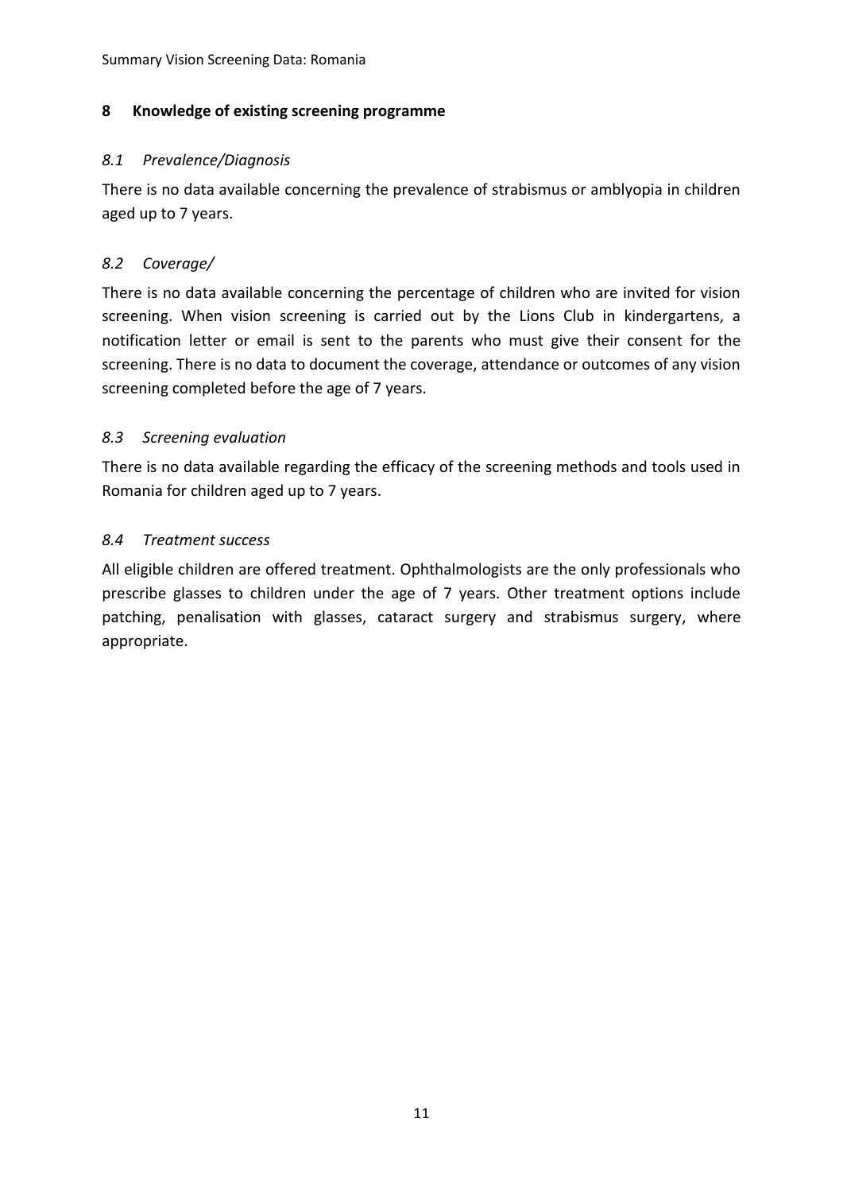## 8 Knowledge of existing screening programme

### *8.1 Prevalence/Diagnosis*

There is no data available concerning the prevalence of strabismus or amblyopia in children aged up to 7 years.

### *8.2 Coverage/*

There is no data available concerning the percentage of children who are invited for vision screening. When vision screening is carried out by the Lions Club in kindergartens, a notification letter or email is sent to the parents who must give their consent for the screening. There is no data to document the coverage, attendance or outcomes of any vision screening completed before the age of 7 years.

### *8.3 Screening evaluation*

There is no data available regarding the efficacy of the screening methods and tools used in Romania for children aged up to 7 years.

### *8.4 Treatment success*

All eligible children are offered treatment. Ophthalmologists are the only professionals who prescribe glasses to children under the age of 7 years. Other treatment options include patching, penalisation with glasses, cataract surgery and strabismus surgery, where appropriate.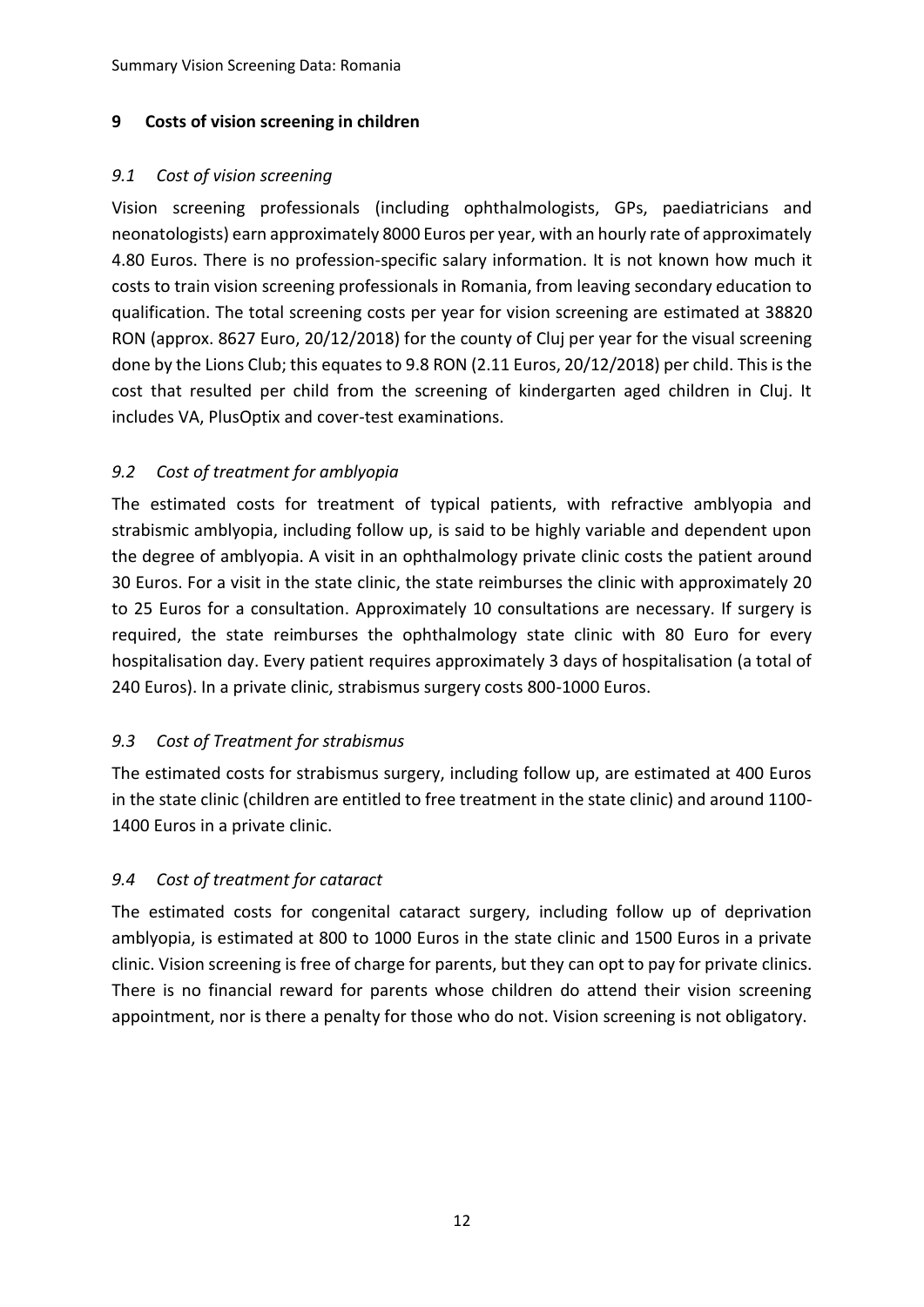## 9 Costs of vision screening in children

### *9.1 Cost of vision screening*

Vision screening professionals (including ophthalmologists, GPs, paediatricians and neonatologists) earn approximately 8000 Euros per year, with an hourly rate of approximately 4.80 Euros. There is no profession-specific salary information. It is not known how much it costs to train vision screening professionals in Romania, from leaving secondary education to qualification. The total screening costs per year for vision screening are estimated at 38820 RON (approx. 8627 Euro, 20/12/2018) for the county of Cluj per year for the visual screening done by the Lions Club; this equates to 9.8 RON (2.11 Euros, 20/12/2018) per child. This is the cost that resulted per child from the screening of kindergarten aged children in Cluj. It includes VA, PlusOptix and cover-test examinations.

### *9.2 Cost of treatment for amblyopia*

The estimated costs for treatment of typical patients, with refractive amblyopia and strabismic amblyopia, including follow up, is said to be highly variable and dependent upon the degree of amblyopia. A visit in an ophthalmology private clinic costs the patient around 30 Euros. For a visit in the state clinic, the state reimburses the clinic with approximately 20 to 25 Euros for a consultation. Approximately 10 consultations are necessary. If surgery is required, the state reimburses the ophthalmology state clinic with 80 Euro for every hospitalisation day. Every patient requires approximately 3 days of hospitalisation (a total of 240 Euros). In a private clinic, strabismus surgery costs 800-1000 Euros.

### *9.3 Cost of Treatment for strabismus*

The estimated costs for strabismus surgery, including follow up, are estimated at 400 Euros in the state clinic (children are entitled to free treatment in the state clinic) and around 1100-1400 Euros in a private clinic.

### *9.4 Cost of treatment for cataract*

The estimated costs for congenital cataract surgery, including follow up of deprivation amblyopia, is estimated at 800 to 1000 Euros in the state clinic and 1500 Euros in a private clinic. Vision screening is free of charge for parents, but they can opt to pay for private clinics. There is no financial reward for parents whose children do attend their vision screening appointment, nor is there a penalty for those who do not. Vision screening is not obligatory.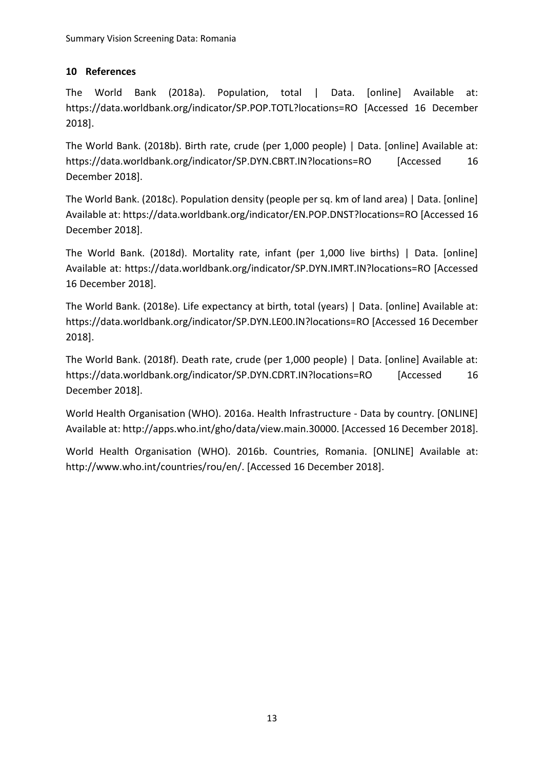## 10 References

The World Bank (2018a). Population, total | Data. [online] Available at: https://data.worldbank.org/indicator/SP.POP.TOTL?locations=RO [Accessed 16 December 2018].

The World Bank. (2018b). Birth rate, crude (per 1,000 people) | Data. [online] Available at: https://data.worldbank.org/indicator/SP.DYN.CBRT.IN?locations=RO [Accessed 16 December 2018].

The World Bank. (2018c). Population density (people per sq. km of land area) | Data. [online] Available at: https://data.worldbank.org/indicator/EN.POP.DNST?locations=RO [Accessed 16 December 2018].

The World Bank. (2018d). Mortality rate, infant (per 1,000 live births) | Data. [online] Available at: https://data.worldbank.org/indicator/SP.DYN.IMRT.IN?locations=RO [Accessed 16 December 2018].

The World Bank. (2018e). Life expectancy at birth, total (years) | Data. [online] Available at: https://data.worldbank.org/indicator/SP.DYN.LE00.IN?locations=RO [Accessed 16 December 2018].

The World Bank. (2018f). Death rate, crude (per 1,000 people) | Data. [online] Available at: https://data.worldbank.org/indicator/SP.DYN.CDRT.IN?locations=RO [Accessed 16 December 2018].

World Health Organisation (WHO). 2016a. Health Infrastructure - Data by country. [ONLINE] Available at: http://apps.who.int/gho/data/view.main.30000. [Accessed 16 December 2018].

World Health Organisation (WHO). 2016b. Countries, Romania. [ONLINE] Available at: http://www.who.int/countries/rou/en/. [Accessed 16 December 2018].